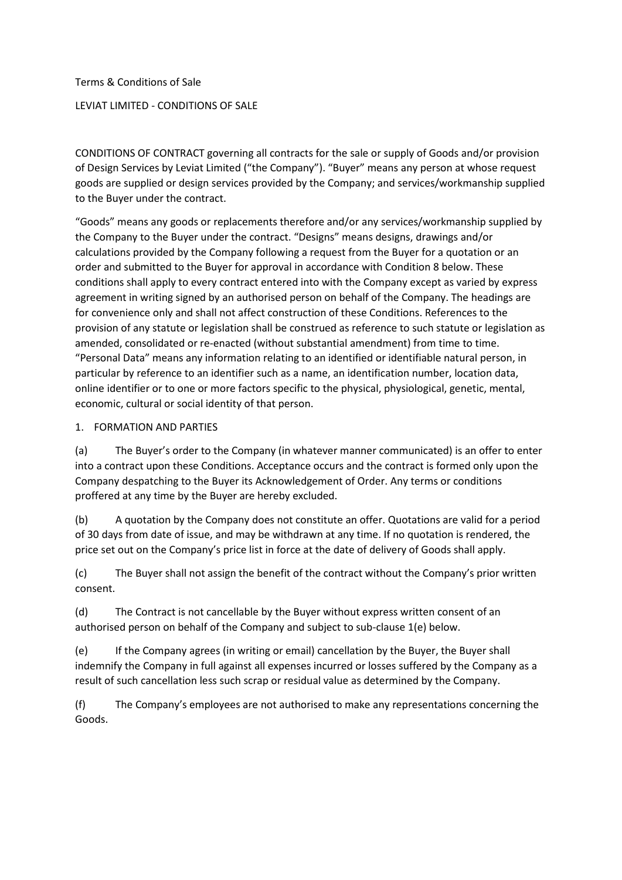Terms & Conditions of Sale

LEVIAT LIMITED - CONDITIONS OF SALE

CONDITIONS OF CONTRACT governing all contracts for the sale or supply of Goods and/or provision of Design Services by Leviat Limited ("the Company"). "Buyer" means any person at whose request goods are supplied or design services provided by the Company; and services/workmanship supplied to the Buyer under the contract.

"Goods" means any goods or replacements therefore and/or any services/workmanship supplied by the Company to the Buyer under the contract. "Designs" means designs, drawings and/or calculations provided by the Company following a request from the Buyer for a quotation or an order and submitted to the Buyer for approval in accordance with Condition 8 below. These conditions shall apply to every contract entered into with the Company except as varied by express agreement in writing signed by an authorised person on behalf of the Company. The headings are for convenience only and shall not affect construction of these Conditions. References to the provision of any statute or legislation shall be construed as reference to such statute or legislation as amended, consolidated or re-enacted (without substantial amendment) from time to time. "Personal Data" means any information relating to an identified or identifiable natural person, in particular by reference to an identifier such as a name, an identification number, location data, online identifier or to one or more factors specific to the physical, physiological, genetic, mental, economic, cultural or social identity of that person.

1. FORMATION AND PARTIES

(a) The Buyer's order to the Company (in whatever manner communicated) is an offer to enter into a contract upon these Conditions. Acceptance occurs and the contract is formed only upon the Company despatching to the Buyer its Acknowledgement of Order. Any terms or conditions proffered at any time by the Buyer are hereby excluded.

(b) A quotation by the Company does not constitute an offer. Quotations are valid for a period of 30 days from date of issue, and may be withdrawn at any time. If no quotation is rendered, the price set out on the Company's price list in force at the date of delivery of Goods shall apply.

(c) The Buyer shall not assign the benefit of the contract without the Company's prior written consent.

(d) The Contract is not cancellable by the Buyer without express written consent of an authorised person on behalf of the Company and subject to sub-clause 1(e) below.

(e) If the Company agrees (in writing or email) cancellation by the Buyer, the Buyer shall indemnify the Company in full against all expenses incurred or losses suffered by the Company as a result of such cancellation less such scrap or residual value as determined by the Company.

(f) The Company's employees are not authorised to make any representations concerning the Goods.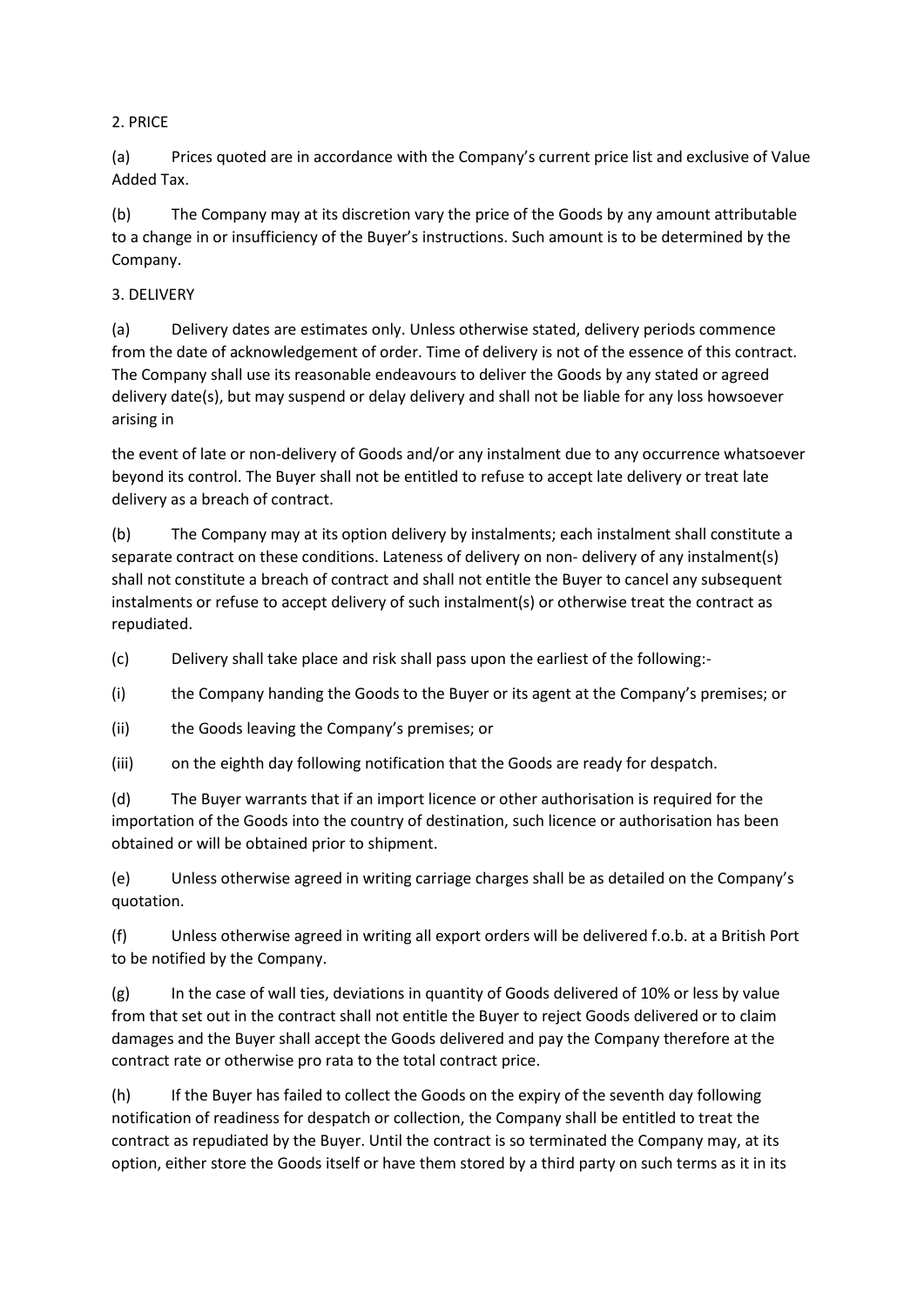2. PRICE

(a) Prices quoted are in accordance with the Company's current price list and exclusive of Value Added Tax.

(b) The Company may at its discretion vary the price of the Goods by any amount attributable to a change in or insufficiency of the Buyer's instructions. Such amount is to be determined by the Company.

3. DELIVERY

(a) Delivery dates are estimates only. Unless otherwise stated, delivery periods commence from the date of acknowledgement of order. Time of delivery is not of the essence of this contract. The Company shall use its reasonable endeavours to deliver the Goods by any stated or agreed delivery date(s), but may suspend or delay delivery and shall not be liable for any loss howsoever arising in

the event of late or non-delivery of Goods and/or any instalment due to any occurrence whatsoever beyond its control. The Buyer shall not be entitled to refuse to accept late delivery or treat late delivery as a breach of contract.

(b) The Company may at its option delivery by instalments; each instalment shall constitute a separate contract on these conditions. Lateness of delivery on non- delivery of any instalment(s) shall not constitute a breach of contract and shall not entitle the Buyer to cancel any subsequent instalments or refuse to accept delivery of such instalment(s) or otherwise treat the contract as repudiated.

(c) Delivery shall take place and risk shall pass upon the earliest of the following:-

(i) the Company handing the Goods to the Buyer or its agent at the Company's premises; or

(ii) the Goods leaving the Company's premises; or

(iii) on the eighth day following notification that the Goods are ready for despatch.

(d) The Buyer warrants that if an import licence or other authorisation is required for the importation of the Goods into the country of destination, such licence or authorisation has been obtained or will be obtained prior to shipment.

(e) Unless otherwise agreed in writing carriage charges shall be as detailed on the Company's quotation.

(f) Unless otherwise agreed in writing all export orders will be delivered f.o.b. at a British Port to be notified by the Company.

(g) In the case of wall ties, deviations in quantity of Goods delivered of 10% or less by value from that set out in the contract shall not entitle the Buyer to reject Goods delivered or to claim damages and the Buyer shall accept the Goods delivered and pay the Company therefore at the contract rate or otherwise pro rata to the total contract price.

(h) If the Buyer has failed to collect the Goods on the expiry of the seventh day following notification of readiness for despatch or collection, the Company shall be entitled to treat the contract as repudiated by the Buyer. Until the contract is so terminated the Company may, at its option, either store the Goods itself or have them stored by a third party on such terms as it in its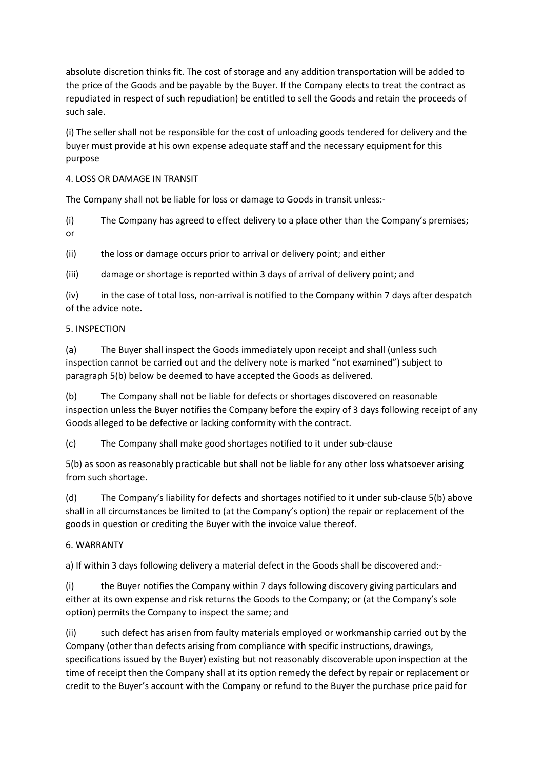absolute discretion thinks fit. The cost of storage and any addition transportation will be added to the price of the Goods and be payable by the Buyer. If the Company elects to treat the contract as repudiated in respect of such repudiation) be entitled to sell the Goods and retain the proceeds of such sale.

(i) The seller shall not be responsible for the cost of unloading goods tendered for delivery and the buyer must provide at his own expense adequate staff and the necessary equipment for this purpose

4. LOSS OR DAMAGE IN TRANSIT

The Company shall not be liable for loss or damage to Goods in transit unless:-

(i) The Company has agreed to effect delivery to a place other than the Company's premises; or

(ii) the loss or damage occurs prior to arrival or delivery point; and either

(iii) damage or shortage is reported within 3 days of arrival of delivery point; and

(iv) in the case of total loss, non-arrival is notified to the Company within 7 days after despatch of the advice note.

5. INSPECTION

(a) The Buyer shall inspect the Goods immediately upon receipt and shall (unless such inspection cannot be carried out and the delivery note is marked "not examined") subject to paragraph 5(b) below be deemed to have accepted the Goods as delivered.

(b) The Company shall not be liable for defects or shortages discovered on reasonable inspection unless the Buyer notifies the Company before the expiry of 3 days following receipt of any Goods alleged to be defective or lacking conformity with the contract.

(c) The Company shall make good shortages notified to it under sub-clause

5(b) as soon as reasonably practicable but shall not be liable for any other loss whatsoever arising from such shortage.

(d) The Company's liability for defects and shortages notified to it under sub-clause 5(b) above shall in all circumstances be limited to (at the Company's option) the repair or replacement of the goods in question or crediting the Buyer with the invoice value thereof.

6. WARRANTY

a) If within 3 days following delivery a material defect in the Goods shall be discovered and:-

(i) the Buyer notifies the Company within 7 days following discovery giving particulars and either at its own expense and risk returns the Goods to the Company; or (at the Company's sole option) permits the Company to inspect the same; and

(ii) such defect has arisen from faulty materials employed or workmanship carried out by the Company (other than defects arising from compliance with specific instructions, drawings, specifications issued by the Buyer) existing but not reasonably discoverable upon inspection at the time of receipt then the Company shall at its option remedy the defect by repair or replacement or credit to the Buyer's account with the Company or refund to the Buyer the purchase price paid for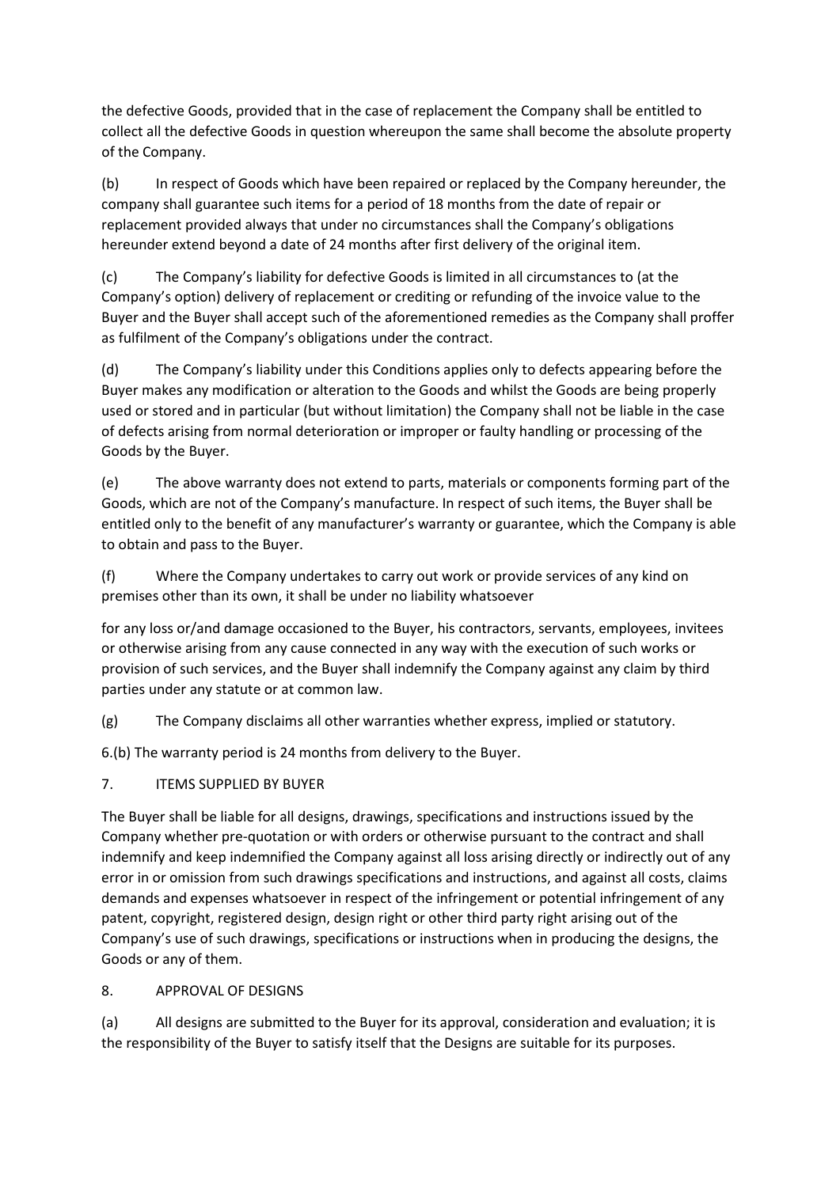the defective Goods, provided that in the case of replacement the Company shall be entitled to collect all the defective Goods in question whereupon the same shall become the absolute property of the Company.

(b) In respect of Goods which have been repaired or replaced by the Company hereunder, the company shall guarantee such items for a period of 18 months from the date of repair or replacement provided always that under no circumstances shall the Company's obligations hereunder extend beyond a date of 24 months after first delivery of the original item.

(c) The Company's liability for defective Goods is limited in all circumstances to (at the Company's option) delivery of replacement or crediting or refunding of the invoice value to the Buyer and the Buyer shall accept such of the aforementioned remedies as the Company shall proffer as fulfilment of the Company's obligations under the contract.

(d) The Company's liability under this Conditions applies only to defects appearing before the Buyer makes any modification or alteration to the Goods and whilst the Goods are being properly used or stored and in particular (but without limitation) the Company shall not be liable in the case of defects arising from normal deterioration or improper or faulty handling or processing of the Goods by the Buyer.

(e) The above warranty does not extend to parts, materials or components forming part of the Goods, which are not of the Company's manufacture. In respect of such items, the Buyer shall be entitled only to the benefit of any manufacturer's warranty or guarantee, which the Company is able to obtain and pass to the Buyer.

(f) Where the Company undertakes to carry out work or provide services of any kind on premises other than its own, it shall be under no liability whatsoever

for any loss or/and damage occasioned to the Buyer, his contractors, servants, employees, invitees or otherwise arising from any cause connected in any way with the execution of such works or provision of such services, and the Buyer shall indemnify the Company against any claim by third parties under any statute or at common law.

(g) The Company disclaims all other warranties whether express, implied or statutory.

6.(b) The warranty period is 24 months from delivery to the Buyer.

## 7. ITEMS SUPPLIED BY BUYER

The Buyer shall be liable for all designs, drawings, specifications and instructions issued by the Company whether pre-quotation or with orders or otherwise pursuant to the contract and shall indemnify and keep indemnified the Company against all loss arising directly or indirectly out of any error in or omission from such drawings specifications and instructions, and against all costs, claims demands and expenses whatsoever in respect of the infringement or potential infringement of any patent, copyright, registered design, design right or other third party right arising out of the Company's use of such drawings, specifications or instructions when in producing the designs, the Goods or any of them.

## 8. APPROVAL OF DESIGNS

(a) All designs are submitted to the Buyer for its approval, consideration and evaluation; it is the responsibility of the Buyer to satisfy itself that the Designs are suitable for its purposes.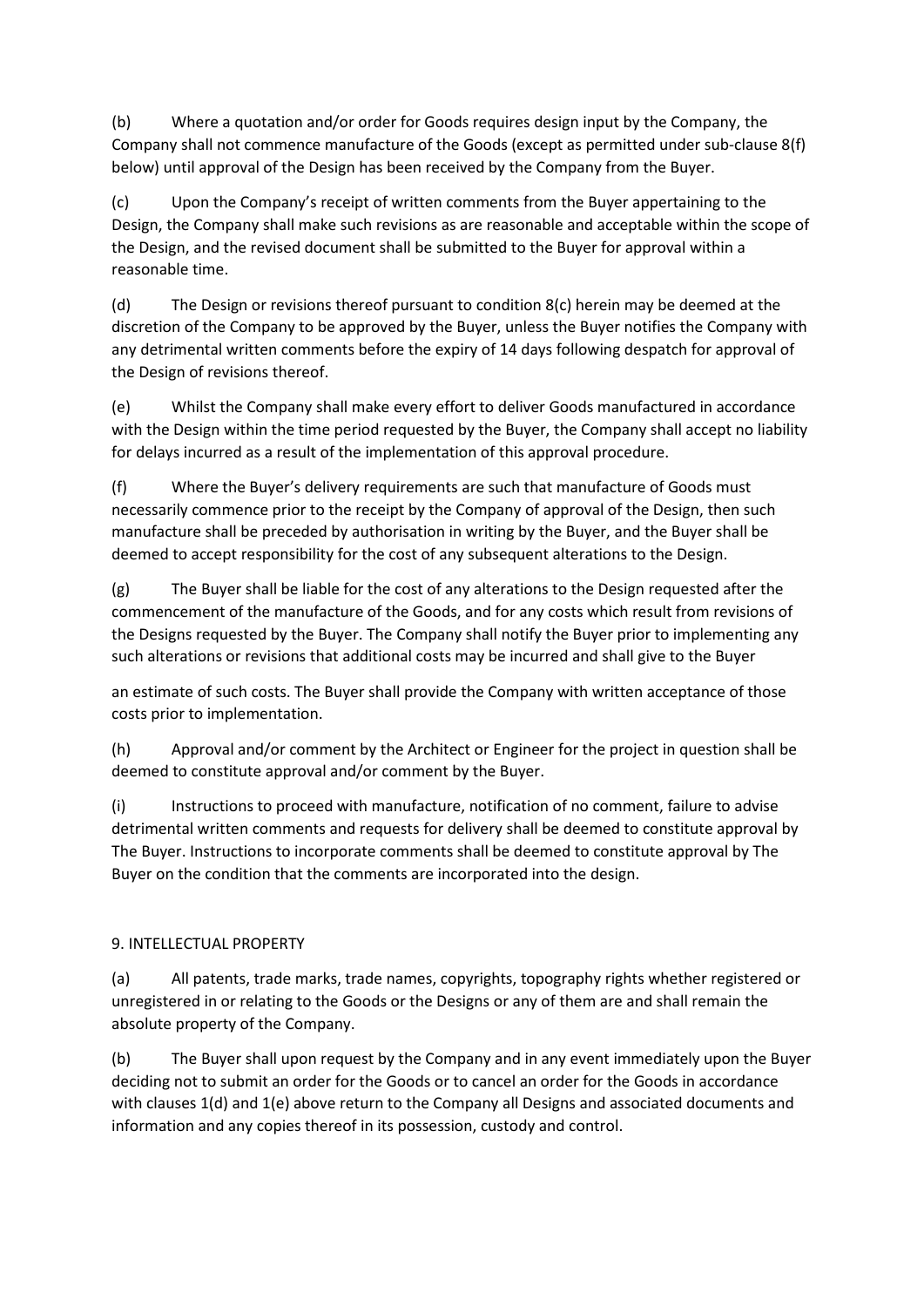(b) Where a quotation and/or order for Goods requires design input by the Company, the Company shall not commence manufacture of the Goods (except as permitted under sub-clause 8(f) below) until approval of the Design has been received by the Company from the Buyer.

(c) Upon the Company's receipt of written comments from the Buyer appertaining to the Design, the Company shall make such revisions as are reasonable and acceptable within the scope of the Design, and the revised document shall be submitted to the Buyer for approval within a reasonable time.

(d) The Design or revisions thereof pursuant to condition 8(c) herein may be deemed at the discretion of the Company to be approved by the Buyer, unless the Buyer notifies the Company with any detrimental written comments before the expiry of 14 days following despatch for approval of the Design of revisions thereof.

(e) Whilst the Company shall make every effort to deliver Goods manufactured in accordance with the Design within the time period requested by the Buyer, the Company shall accept no liability for delays incurred as a result of the implementation of this approval procedure.

(f) Where the Buyer's delivery requirements are such that manufacture of Goods must necessarily commence prior to the receipt by the Company of approval of the Design, then such manufacture shall be preceded by authorisation in writing by the Buyer, and the Buyer shall be deemed to accept responsibility for the cost of any subsequent alterations to the Design.

(g) The Buyer shall be liable for the cost of any alterations to the Design requested after the commencement of the manufacture of the Goods, and for any costs which result from revisions of the Designs requested by the Buyer. The Company shall notify the Buyer prior to implementing any such alterations or revisions that additional costs may be incurred and shall give to the Buyer an estimate of such costs. The Buyer shall provide the Company with written acceptance of those costs prior to implementation.

(h) Approval and/or comment by the Architect or Engineer for the project in question shall be deemed to constitute approval and/or comment by the Buyer.

(i) Instructions to proceed with manufacture, notification of no comment, failure to advise detrimental written comments and requests for delivery shall be deemed to constitute approval by The Buyer. Instructions to incorporate comments shall be deemed to constitute approval by The Buyer on the condition that the comments are incorporated into the design.

## 9. INTELLECTUAL PROPERTY

(a) All patents, trade marks, trade names, copyrights, topography rights whether registered or unregistered in or relating to the Goods or the Designs or any of them are and shall remain the absolute property of the Company.

(b) The Buyer shall upon request by the Company and in any event immediately upon the Buyer deciding not to submit an order for the Goods or to cancel an order for the Goods in accordance with clauses 1(d) and 1(e) above return to the Company all Designs and associated documents and information and any copies thereof in its possession, custody and control.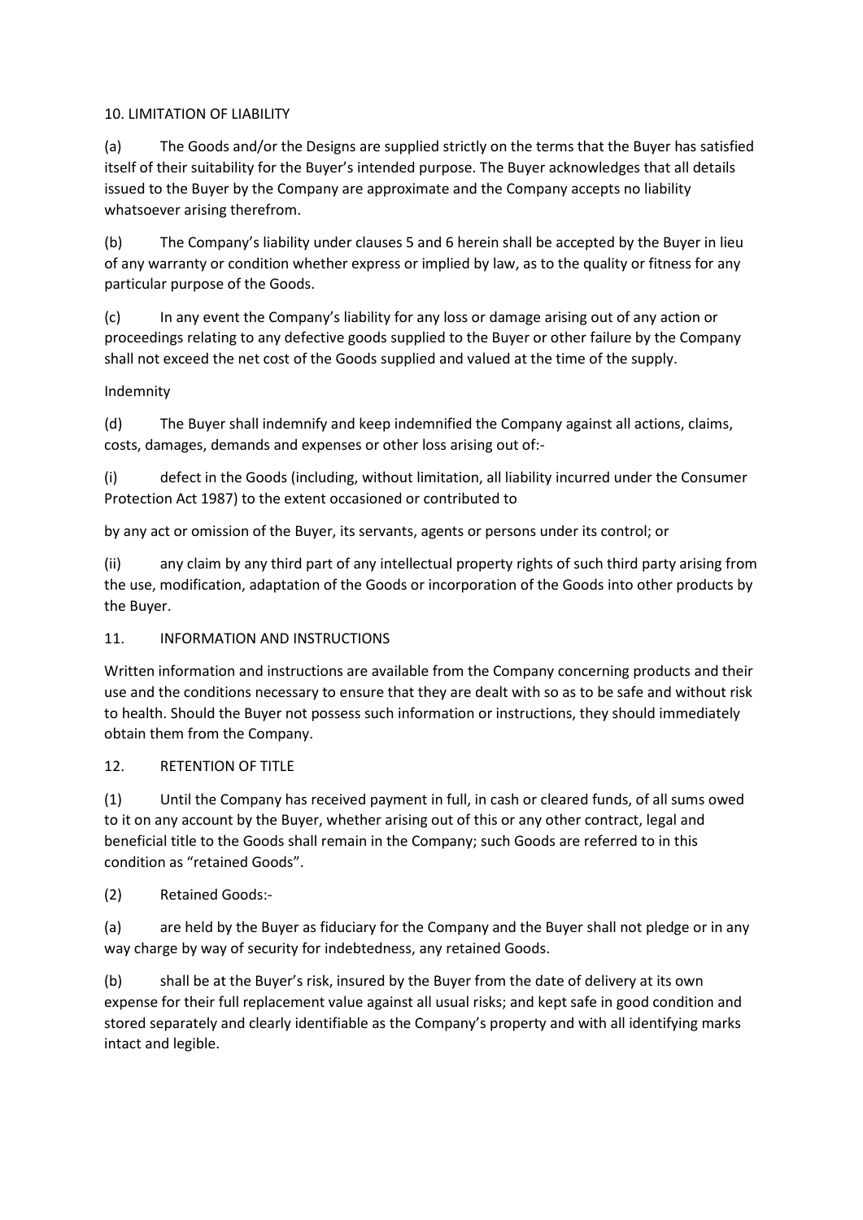## 10. LIMITATION OF LIABILITY

(a) The Goods and/or the Designs are supplied strictly on the terms that the Buyer has satisfied itself of their suitability for the Buyer's intended purpose. The Buyer acknowledges that all details issued to the Buyer by the Company are approximate and the Company accepts no liability whatsoever arising therefrom.

(b) The Company's liability under clauses 5 and 6 herein shall be accepted by the Buyer in lieu of any warranty or condition whether express or implied by law, as to the quality or fitness for any particular purpose of the Goods.

(c) In any event the Company's liability for any loss or damage arising out of any action or proceedings relating to any defective goods supplied to the Buyer or other failure by the Company shall not exceed the net cost of the Goods supplied and valued at the time of the supply.

Indemnity

(d) The Buyer shall indemnify and keep indemnified the Company against all actions, claims, costs, damages, demands and expenses or other loss arising out of:-

(i) defect in the Goods (including, without limitation, all liability incurred under the Consumer Protection Act 1987) to the extent occasioned or contributed to

by any act or omission of the Buyer, its servants, agents or persons under its control; or

(ii) any claim by any third part of any intellectual property rights of such third party arising from the use, modification, adaptation of the Goods or incorporation of the Goods into other products by the Buyer.

## 11. INFORMATION AND INSTRUCTIONS

Written information and instructions are available from the Company concerning products and their use and the conditions necessary to ensure that they are dealt with so as to be safe and without risk to health. Should the Buyer not possess such information or instructions, they should immediately obtain them from the Company.

## 12. RETENTION OF TITLE

(1) Until the Company has received payment in full, in cash or cleared funds, of all sums owed to it on any account by the Buyer, whether arising out of this or any other contract, legal and beneficial title to the Goods shall remain in the Company; such Goods are referred to in this condition as "retained Goods".

(2) Retained Goods:-

(a) are held by the Buyer as fiduciary for the Company and the Buyer shall not pledge or in any way charge by way of security for indebtedness, any retained Goods.

(b) shall be at the Buyer's risk, insured by the Buyer from the date of delivery at its own expense for their full replacement value against all usual risks; and kept safe in good condition and stored separately and clearly identifiable as the Company's property and with all identifying marks intact and legible.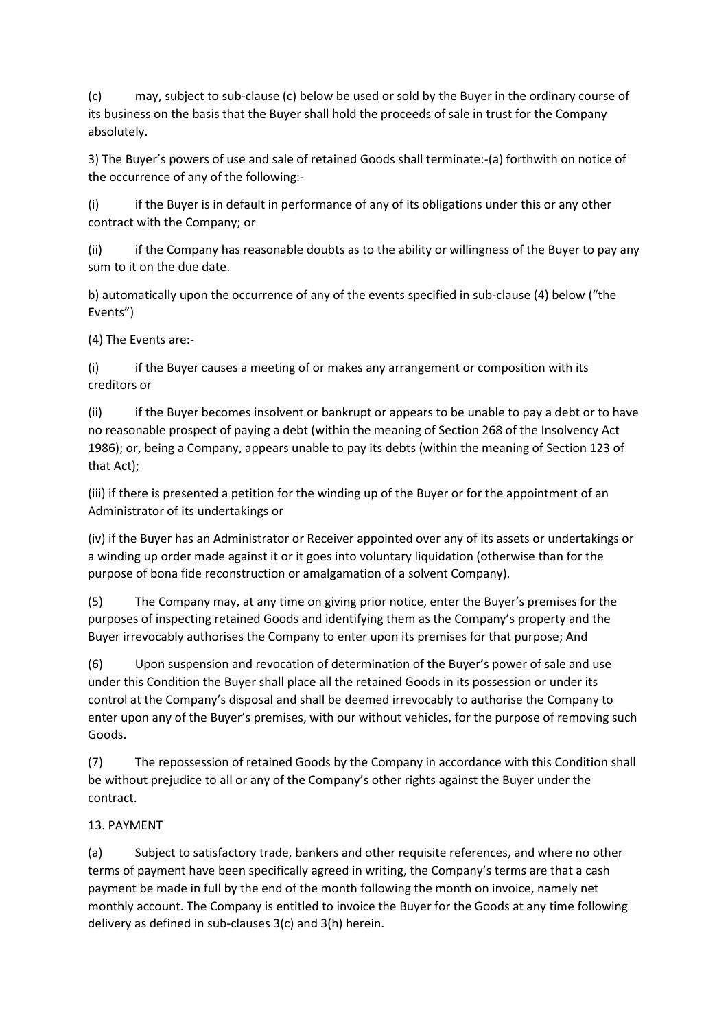(c) may, subject to sub-clause (c) below be used or sold by the Buyer in the ordinary course of its business on the basis that the Buyer shall hold the proceeds of sale in trust for the Company absolutely.

3) The Buyer's powers of use and sale of retained Goods shall terminate:-(a) forthwith on notice of the occurrence of any of the following:-

(i) if the Buyer is in default in performance of any of its obligations under this or any other contract with the Company; or

(ii) if the Company has reasonable doubts as to the ability or willingness of the Buyer to pay any sum to it on the due date.

b) automatically upon the occurrence of any of the events specified in sub-clause (4) below ("the Events")

(4) The Events are:-

(i) if the Buyer causes a meeting of or makes any arrangement or composition with its creditors or

(ii) if the Buyer becomes insolvent or bankrupt or appears to be unable to pay a debt or to have no reasonable prospect of paying a debt (within the meaning of Section 268 of the Insolvency Act 1986); or, being a Company, appears unable to pay its debts (within the meaning of Section 123 of that Act);

(iii) if there is presented a petition for the winding up of the Buyer or for the appointment of an Administrator of its undertakings or

(iv) if the Buyer has an Administrator or Receiver appointed over any of its assets or undertakings or a winding up order made against it or it goes into voluntary liquidation (otherwise than for the purpose of bona fide reconstruction or amalgamation of a solvent Company).

(5) The Company may, at any time on giving prior notice, enter the Buyer's premises for the purposes of inspecting retained Goods and identifying them as the Company's property and the Buyer irrevocably authorises the Company to enter upon its premises for that purpose; And

(6) Upon suspension and revocation of determination of the Buyer's power of sale and use under this Condition the Buyer shall place all the retained Goods in its possession or under its control at the Company's disposal and shall be deemed irrevocably to authorise the Company to enter upon any of the Buyer's premises, with our without vehicles, for the purpose of removing such Goods.

(7) The repossession of retained Goods by the Company in accordance with this Condition shall be without prejudice to all or any of the Company's other rights against the Buyer under the contract.

13. PAYMENT

(a) Subject to satisfactory trade, bankers and other requisite references, and where no other terms of payment have been specifically agreed in writing, the Company's terms are that a cash payment be made in full by the end of the month following the month on invoice, namely net monthly account. The Company is entitled to invoice the Buyer for the Goods at any time following delivery as defined in sub-clauses 3(c) and 3(h) herein.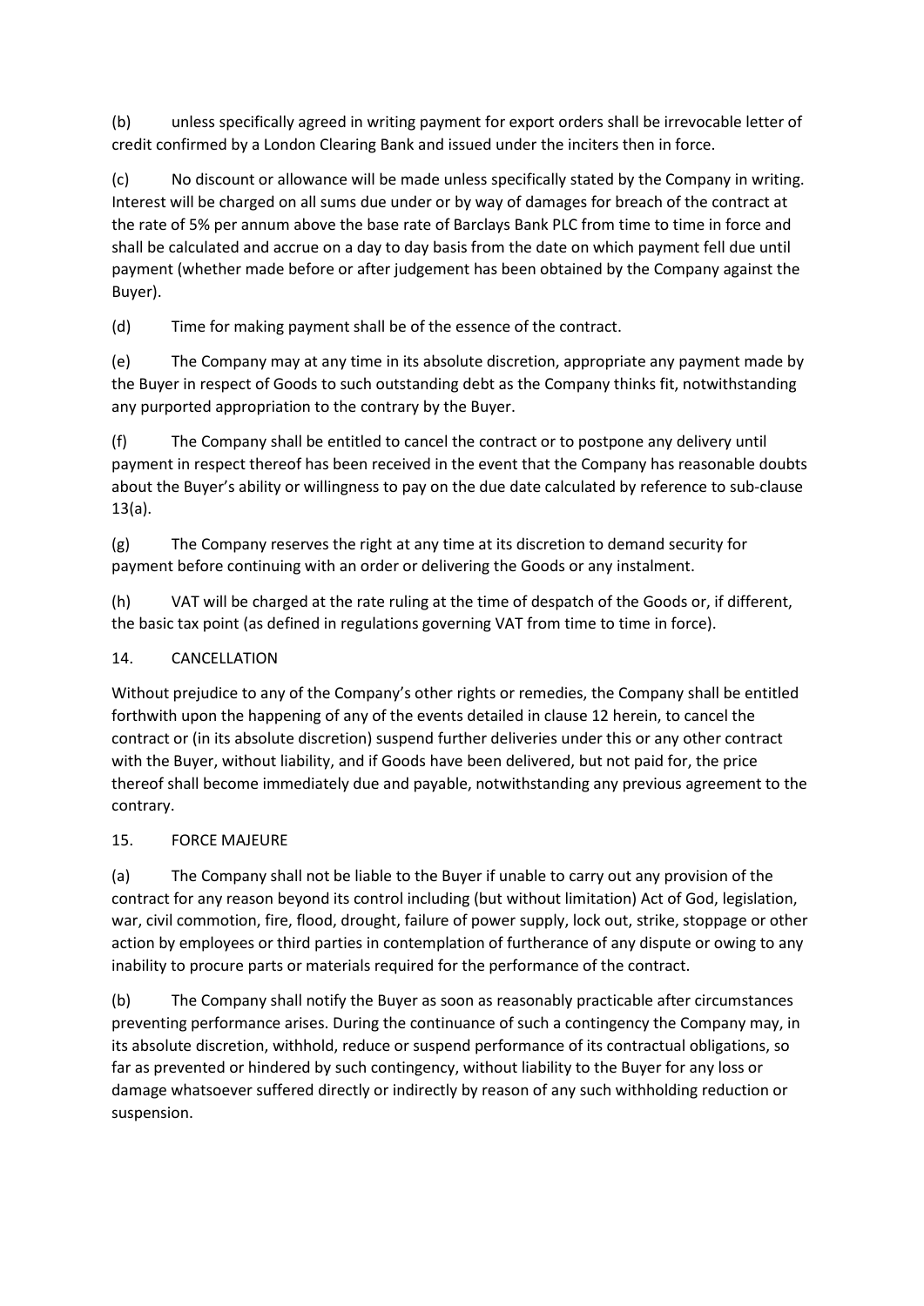(b) unless specifically agreed in writing payment for export orders shall be irrevocable letter of credit confirmed by a London Clearing Bank and issued under the inciters then in force.

(c) No discount or allowance will be made unless specifically stated by the Company in writing. Interest will be charged on all sums due under or by way of damages for breach of the contract at the rate of 5% per annum above the base rate of Barclays Bank PLC from time to time in force and shall be calculated and accrue on a day to day basis from the date on which payment fell due until payment (whether made before or after judgement has been obtained by the Company against the Buyer).

(d) Time for making payment shall be of the essence of the contract.

(e) The Company may at any time in its absolute discretion, appropriate any payment made by the Buyer in respect of Goods to such outstanding debt as the Company thinks fit, notwithstanding any purported appropriation to the contrary by the Buyer.

(f) The Company shall be entitled to cancel the contract or to postpone any delivery until payment in respect thereof has been received in the event that the Company has reasonable doubts about the Buyer's ability or willingness to pay on the due date calculated by reference to sub-clause 13(a).

(g) The Company reserves the right at any time at its discretion to demand security for payment before continuing with an order or delivering the Goods or any instalment.

(h) VAT will be charged at the rate ruling at the time of despatch of the Goods or, if different, the basic tax point (as defined in regulations governing VAT from time to time in force).

## 14. CANCELLATION

Without prejudice to any of the Company's other rights or remedies, the Company shall be entitled forthwith upon the happening of any of the events detailed in clause 12 herein, to cancel the contract or (in its absolute discretion) suspend further deliveries under this or any other contract with the Buyer, without liability, and if Goods have been delivered, but not paid for, the price thereof shall become immediately due and payable, notwithstanding any previous agreement to the contrary.

## 15. FORCE MAJEURE

(a) The Company shall not be liable to the Buyer if unable to carry out any provision of the contract for any reason beyond its control including (but without limitation) Act of God, legislation, war, civil commotion, fire, flood, drought, failure of power supply, lock out, strike, stoppage or other action by employees or third parties in contemplation of furtherance of any dispute or owing to any inability to procure parts or materials required for the performance of the contract.

(b) The Company shall notify the Buyer as soon as reasonably practicable after circumstances preventing performance arises. During the continuance of such a contingency the Company may, in its absolute discretion, withhold, reduce or suspend performance of its contractual obligations, so far as prevented or hindered by such contingency, without liability to the Buyer for any loss or damage whatsoever suffered directly or indirectly by reason of any such withholding reduction or suspension.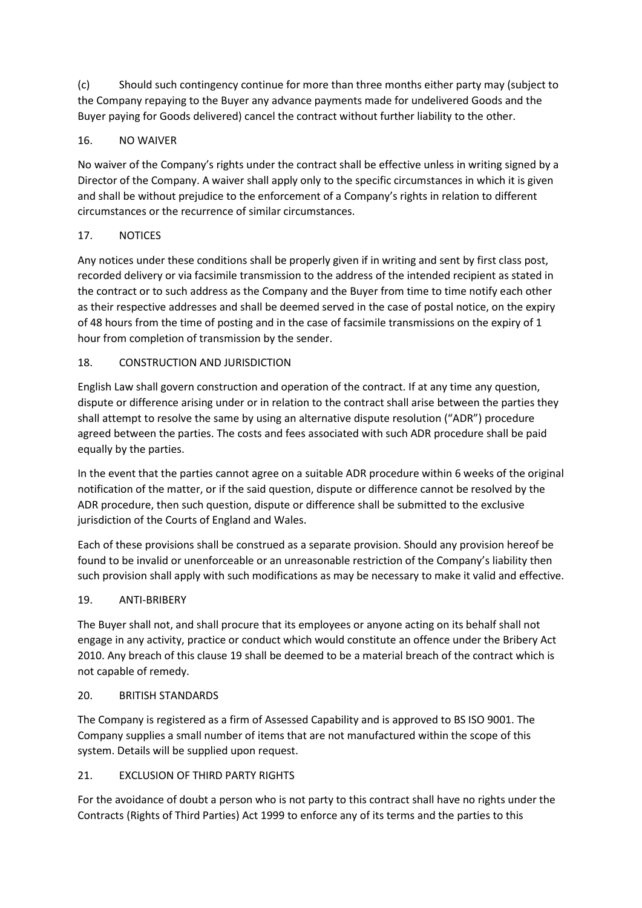(c) Should such contingency continue for more than three months either party may (subject to the Company repaying to the Buyer any advance payments made for undelivered Goods and the Buyer paying for Goods delivered) cancel the contract without further liability to the other.

## 16. NO WAIVER

No waiver of the Company's rights under the contract shall be effective unless in writing signed by a Director of the Company. A waiver shall apply only to the specific circumstances in which it is given and shall be without prejudice to the enforcement of a Company's rights in relation to different circumstances or the recurrence of similar circumstances.

## 17. NOTICES

Any notices under these conditions shall be properly given if in writing and sent by first class post, recorded delivery or via facsimile transmission to the address of the intended recipient as stated in the contract or to such address as the Company and the Buyer from time to time notify each other as their respective addresses and shall be deemed served in the case of postal notice, on the expiry of 48 hours from the time of posting and in the case of facsimile transmissions on the expiry of 1 hour from completion of transmission by the sender.

## 18. CONSTRUCTION AND JURISDICTION

English Law shall govern construction and operation of the contract. If at any time any question, dispute or difference arising under or in relation to the contract shall arise between the parties they shall attempt to resolve the same by using an alternative dispute resolution ("ADR") procedure agreed between the parties. The costs and fees associated with such ADR procedure shall be paid equally by the parties.

In the event that the parties cannot agree on a suitable ADR procedure within 6 weeks of the original notification of the matter, or if the said question, dispute or difference cannot be resolved by the ADR procedure, then such question, dispute or difference shall be submitted to the exclusive jurisdiction of the Courts of England and Wales.

Each of these provisions shall be construed as a separate provision. Should any provision hereof be found to be invalid or unenforceable or an unreasonable restriction of the Company's liability then such provision shall apply with such modifications as may be necessary to make it valid and effective.

## 19. ANTI-BRIBERY

The Buyer shall not, and shall procure that its employees or anyone acting on its behalf shall not engage in any activity, practice or conduct which would constitute an offence under the Bribery Act 2010. Any breach of this clause 19 shall be deemed to be a material breach of the contract which is not capable of remedy.

## 20. BRITISH STANDARDS

The Company is registered as a firm of Assessed Capability and is approved to BS ISO 9001. The Company supplies a small number of items that are not manufactured within the scope of this system. Details will be supplied upon request.

## 21. EXCLUSION OF THIRD PARTY RIGHTS

For the avoidance of doubt a person who is not party to this contract shall have no rights under the Contracts (Rights of Third Parties) Act 1999 to enforce any of its terms and the parties to this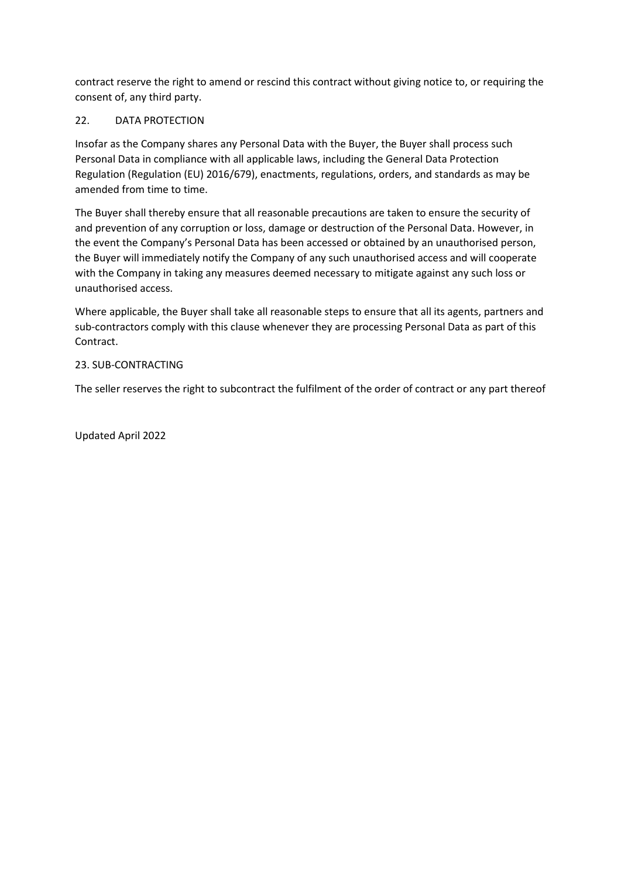contract reserve the right to amend or rescind this contract without giving notice to, or requiring the consent of, any third party.

## 22. DATA PROTECTION

Insofar as the Company shares any Personal Data with the Buyer, the Buyer shall process such Personal Data in compliance with all applicable laws, including the General Data Protection Regulation (Regulation (EU) 2016/679), enactments, regulations, orders, and standards as may be amended from time to time.

The Buyer shall thereby ensure that all reasonable precautions are taken to ensure the security of and prevention of any corruption or loss, damage or destruction of the Personal Data. However, in the event the Company's Personal Data has been accessed or obtained by an unauthorised person, the Buyer will immediately notify the Company of any such unauthorised access and will cooperate with the Company in taking any measures deemed necessary to mitigate against any such loss or unauthorised access.

Where applicable, the Buyer shall take all reasonable steps to ensure that all its agents, partners and sub-contractors comply with this clause whenever they are processing Personal Data as part of this Contract.

## 23. SUB-CONTRACTING

The seller reserves the right to subcontract the fulfilment of the order of contract or any part thereof

Updated April 2022